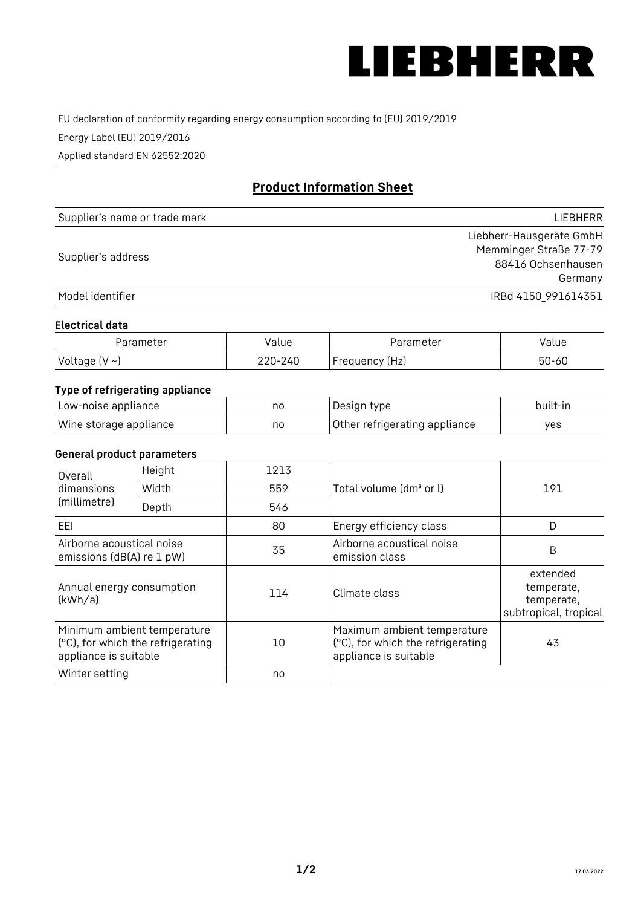LIEBHERR

EU declaration of conformity regarding energy consumption according to (EU) 2019/2019

Energy Label (EU) 2019/2016

Applied standard EN 62552:2020

## Product Information Sheet

| | |
|---|---|
| Supplier's name or trade mark | LIEBHERR |
| Supplier's address | Liebherr-Hausgeräte GmbH<br>Memminger Straße 77-79<br>88416 Ochsenhausen<br>Germany |
| Model identifier | IRBd 4150_991614351 |

### Electrical data

| Parameter | Value | Parameter | Value |
|---|---|---|---|
| Voltage (V ~) | 220-240 | Frequency (Hz) | 50-60 |

### Type of refrigerating appliance

| | | | |
|---|---|---|---|
| Low-noise appliance | no | Design type | built-in |
| Wine storage appliance | no | Other refrigerating appliance | yes |

### General product parameters

| | | | | |
|---|---|---|---|---|
| Overall dimensions (millimetre) | Height | 1213 | Total volume (dm³ or l) | 191 |
| | Width | 559 | | |
| | Depth | 546 | | |
| EEI | | 80 | Energy efficiency class | D |
| Airborne acoustical noise emissions (dB(A) re 1 pW) | | 35 | Airborne acoustical noise emission class | B |
| Annual energy consumption (kWh/a) | | 114 | Climate class | extended temperate, temperate, subtropical, tropical |
| Minimum ambient temperature (°C), for which the refrigerating appliance is suitable | | 10 | Maximum ambient temperature (°C), for which the refrigerating appliance is suitable | 43 |
| Winter setting | | no | | |

17.03.2022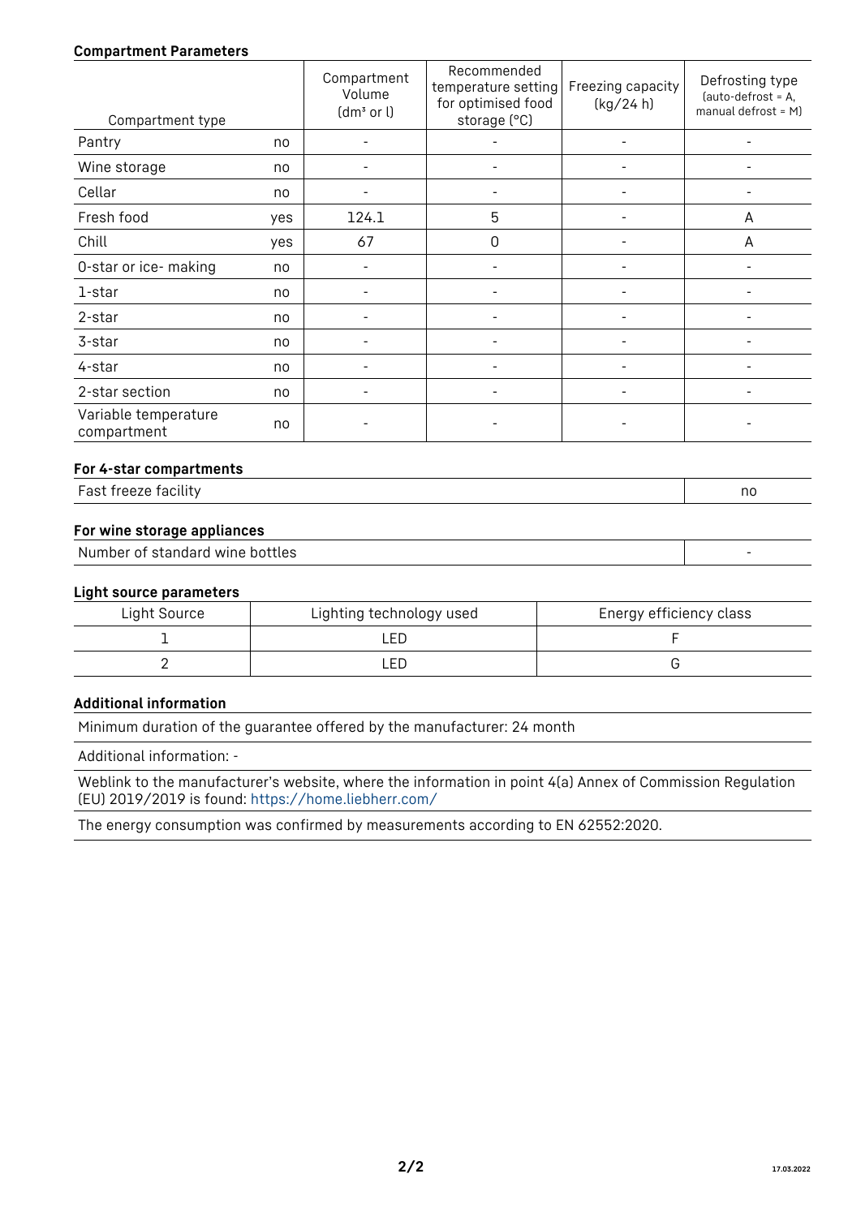**Compartment Parameters**

| Compartment type | | Compartment Volume (dm³ or l) | Recommended temperature setting for optimised food storage (°C) | Freezing capacity (kg/24 h) | Defrosting type (auto-defrost = A, manual defrost = M) |
|---|---|---|---|---|---|
| Pantry | no | - | - | - | - |
| Wine storage | no | - | - | - | - |
| Cellar | no | - | - | - | - |
| Fresh food | yes | 124.1 | 5 | - | A |
| Chill | yes | 67 | 0 | - | A |
| 0-star or ice- making | no | - | - | - | - |
| 1-star | no | - | - | - | - |
| 2-star | no | - | - | - | - |
| 3-star | no | - | - | - | - |
| 4-star | no | - | - | - | - |
| 2-star section | no | - | - | - | - |
| Variable temperature compartment | no | - | - | - | - |

**For 4-star compartments**

| | |
|---|---|
| Fast freeze facility | no |

**For wine storage appliances**

| | |
|---|---|
| Number of standard wine bottles | - |

**Light source parameters**

| Light Source | Lighting technology used | Energy efficiency class |
|---|---|---|
| 1 | LED | F |
| 2 | LED | G |

**Additional information**

Minimum duration of the guarantee offered by the manufacturer: 24 month

Additional information: -

Weblink to the manufacturer's website, where the information in point 4(a) Annex of Commission Regulation (EU) 2019/2019 is found: https://home.liebherr.com/

The energy consumption was confirmed by measurements according to EN 62552:2020.

17.03.2022